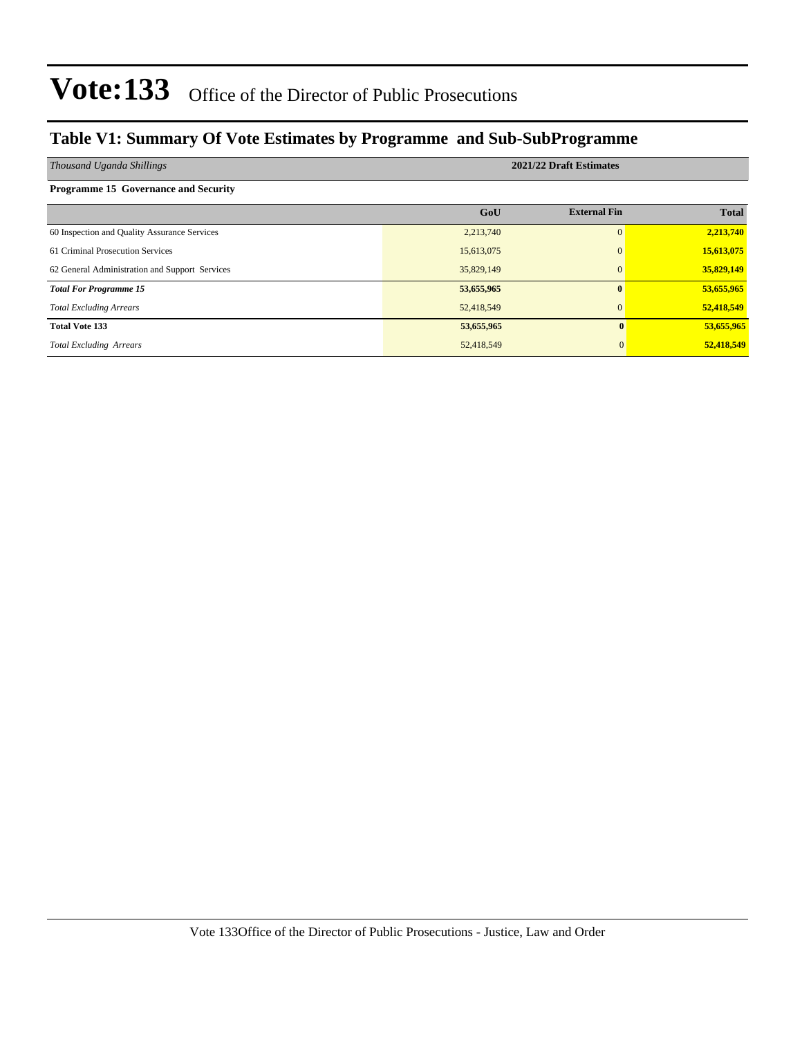# Vote:133 Office of the Director of Public Prosecutions

## Table V1: Summary Of Vote Estimates by Programme and Sub-SubProgramme

| *Thousand Uganda Shillings* | 2021/22 Draft Estimates | | |
|---|---|---|---|
| **Programme 15 Governance and Security** | | | |
| | **GoU** | **External Fin** | **Total** |
| 60 Inspection and Quality Assurance Services | 2,213,740 | 0 | **2,213,740** |
| 61 Criminal Prosecution Services | 15,613,075 | 0 | **15,613,075** |
| 62 General Administration and Support Services | 35,829,149 | 0 | **35,829,149** |
| ***Total For Programme 15*** | **53,655,965** | **0** | **53,655,965** |
| *Total Excluding Arrears* | 52,418,549 | 0 | **52,418,549** |
| **Total Vote 133** | **53,655,965** | **0** | **53,655,965** |
| *Total Excluding Arrears* | 52,418,549 | 0 | **52,418,549** |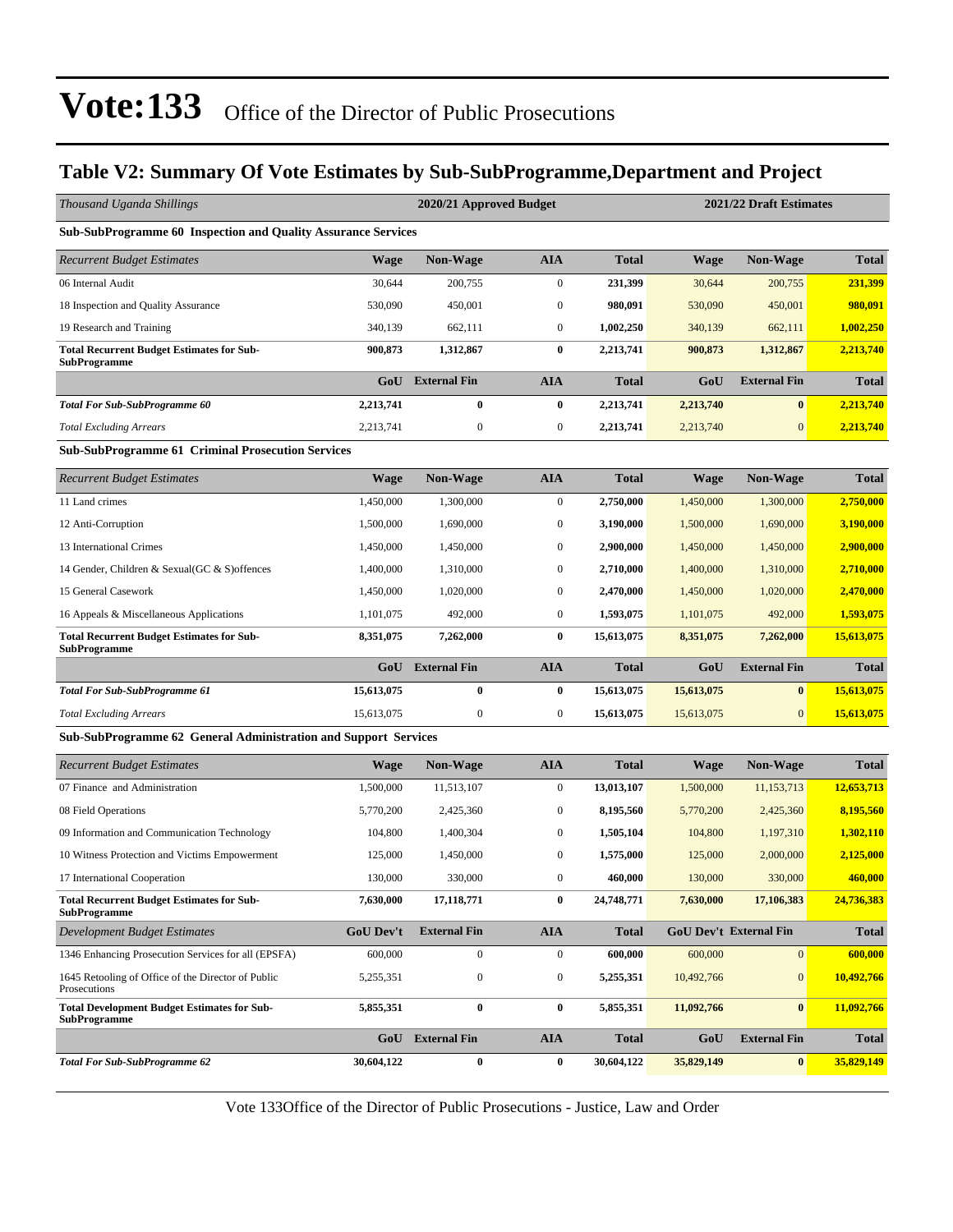# Vote:133 Office of the Director of Public Prosecutions

## Table V2: Summary Of Vote Estimates by Sub-SubProgramme,Department and Project

| *Thousand Uganda Shillings* | 2020/21 Approved Budget | | | | 2021/22 Draft Estimates | | |
|---|---|---|---|---|---|---|---|
| **Sub-SubProgramme 60 Inspection and Quality Assurance Services** | | | | | | | |
| *Recurrent Budget Estimates* | **Wage** | **Non-Wage** | **AIA** | **Total** | **Wage** | **Non-Wage** | **Total** |
| 06 Internal Audit | 30,644 | 200,755 | 0 | **231,399** | 30,644 | 200,755 | **231,399** |
| 18 Inspection and Quality Assurance | 530,090 | 450,001 | 0 | **980,091** | 530,090 | 450,001 | **980,091** |
| 19 Research and Training | 340,139 | 662,111 | 0 | **1,002,250** | 340,139 | 662,111 | **1,002,250** |
| **Total Recurrent Budget Estimates for Sub-SubProgramme** | **900,873** | **1,312,867** | **0** | **2,213,741** | **900,873** | **1,312,867** | **2,213,740** |
| | **GoU** | **External Fin** | **AIA** | **Total** | **GoU** | **External Fin** | **Total** |
| ***Total For Sub-SubProgramme 60*** | **2,213,741** | **0** | **0** | **2,213,741** | **2,213,740** | **0** | **2,213,740** |
| *Total Excluding Arrears* | 2,213,741 | 0 | 0 | **2,213,741** | 2,213,740 | 0 | **2,213,740** |
| **Sub-SubProgramme 61 Criminal Prosecution Services** | | | | | | | |
| *Recurrent Budget Estimates* | **Wage** | **Non-Wage** | **AIA** | **Total** | **Wage** | **Non-Wage** | **Total** |
| 11 Land crimes | 1,450,000 | 1,300,000 | 0 | **2,750,000** | 1,450,000 | 1,300,000 | **2,750,000** |
| 12 Anti-Corruption | 1,500,000 | 1,690,000 | 0 | **3,190,000** | 1,500,000 | 1,690,000 | **3,190,000** |
| 13 International Crimes | 1,450,000 | 1,450,000 | 0 | **2,900,000** | 1,450,000 | 1,450,000 | **2,900,000** |
| 14 Gender, Children & Sexual(GC & S)offences | 1,400,000 | 1,310,000 | 0 | **2,710,000** | 1,400,000 | 1,310,000 | **2,710,000** |
| 15 General Casework | 1,450,000 | 1,020,000 | 0 | **2,470,000** | 1,450,000 | 1,020,000 | **2,470,000** |
| 16 Appeals & Miscellaneous Applications | 1,101,075 | 492,000 | 0 | **1,593,075** | 1,101,075 | 492,000 | **1,593,075** |
| **Total Recurrent Budget Estimates for Sub-SubProgramme** | **8,351,075** | **7,262,000** | **0** | **15,613,075** | **8,351,075** | **7,262,000** | **15,613,075** |
| | **GoU** | **External Fin** | **AIA** | **Total** | **GoU** | **External Fin** | **Total** |
| ***Total For Sub-SubProgramme 61*** | **15,613,075** | **0** | **0** | **15,613,075** | **15,613,075** | **0** | **15,613,075** |
| *Total Excluding Arrears* | 15,613,075 | 0 | 0 | **15,613,075** | 15,613,075 | 0 | **15,613,075** |
| **Sub-SubProgramme 62 General Administration and Support Services** | | | | | | | |
| *Recurrent Budget Estimates* | **Wage** | **Non-Wage** | **AIA** | **Total** | **Wage** | **Non-Wage** | **Total** |
| 07 Finance and Administration | 1,500,000 | 11,513,107 | 0 | **13,013,107** | 1,500,000 | 11,153,713 | **12,653,713** |
| 08 Field Operations | 5,770,200 | 2,425,360 | 0 | **8,195,560** | 5,770,200 | 2,425,360 | **8,195,560** |
| 09 Information and Communication Technology | 104,800 | 1,400,304 | 0 | **1,505,104** | 104,800 | 1,197,310 | **1,302,110** |
| 10 Witness Protection and Victims Empowerment | 125,000 | 1,450,000 | 0 | **1,575,000** | 125,000 | 2,000,000 | **2,125,000** |
| 17 International Cooperation | 130,000 | 330,000 | 0 | **460,000** | 130,000 | 330,000 | **460,000** |
| **Total Recurrent Budget Estimates for Sub-SubProgramme** | **7,630,000** | **17,118,771** | **0** | **24,748,771** | **7,630,000** | **17,106,383** | **24,736,383** |
| *Development Budget Estimates* | **GoU Dev't** | **External Fin** | **AIA** | **Total** | **GoU Dev't** | **External Fin** | **Total** |
| 1346 Enhancing Prosecution Services for all (EPSFA) | 600,000 | 0 | 0 | **600,000** | 600,000 | 0 | **600,000** |
| 1645 Retooling of Office of the Director of Public Prosecutions | 5,255,351 | 0 | 0 | **5,255,351** | 10,492,766 | 0 | **10,492,766** |
| **Total Development Budget Estimates for Sub-SubProgramme** | **5,855,351** | **0** | **0** | **5,855,351** | **11,092,766** | **0** | **11,092,766** |
| | **GoU** | **External Fin** | **AIA** | **Total** | **GoU** | **External Fin** | **Total** |
| ***Total For Sub-SubProgramme 62*** | **30,604,122** | **0** | **0** | **30,604,122** | **35,829,149** | **0** | **35,829,149** |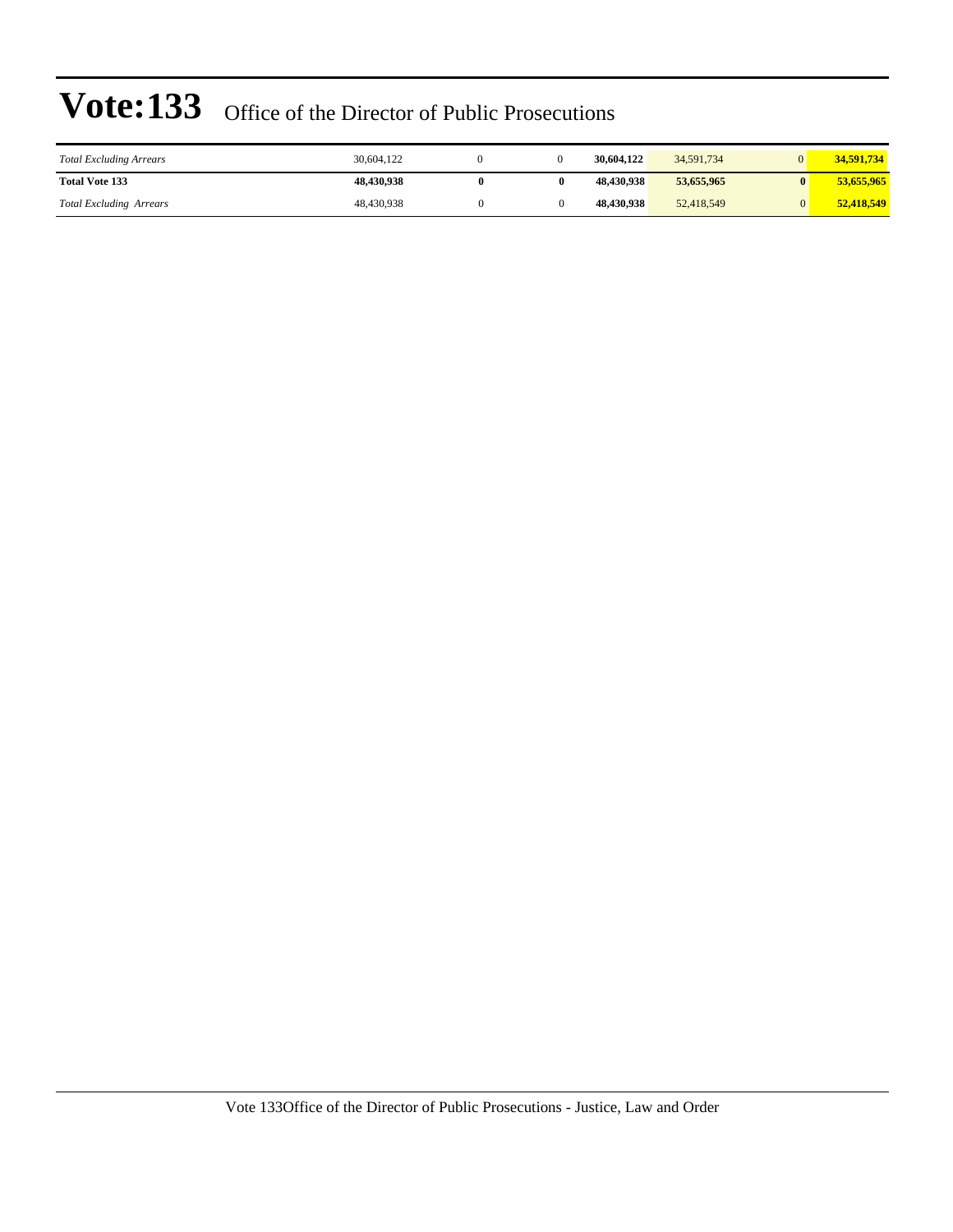# Vote:133 Office of the Director of Public Prosecutions

| | | | | | | | |
|---|---|---|---|---|---|---|---|
| *Total Excluding Arrears* | 30,604,122 | 0 | 0 | **30,604,122** | 34,591,734 | 0 | **34,591,734** |
| **Total Vote 133** | **48,430,938** | **0** | **0** | **48,430,938** | **53,655,965** | **0** | **53,655,965** |
| *Total Excluding Arrears* | 48,430,938 | 0 | 0 | **48,430,938** | 52,418,549 | 0 | **52,418,549** |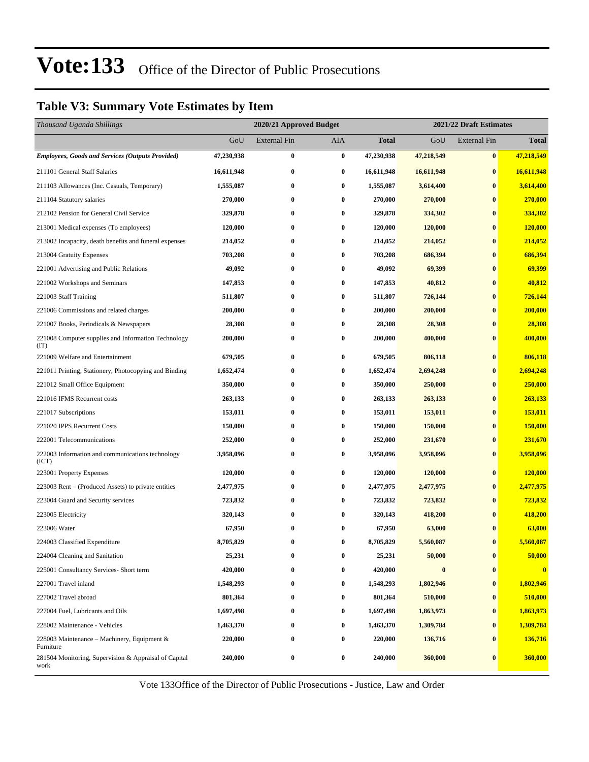# Vote:133 Office of the Director of Public Prosecutions

## Table V3: Summary Vote Estimates by Item

| *Thousand Uganda Shillings* | 2020/21 Approved Budget | | | | 2021/22 Draft Estimates | | |
|---|---|---|---|---|---|---|---|
| | GoU | External Fin | AIA | **Total** | GoU | External Fin | **Total** |
| ***Employees, Goods and Services (Outputs Provided)*** | **47,230,938** | **0** | **0** | **47,230,938** | **47,218,549** | **0** | **47,218,549** |
| 211101 General Staff Salaries | **16,611,948** | **0** | **0** | **16,611,948** | **16,611,948** | **0** | **16,611,948** |
| 211103 Allowances (Inc. Casuals, Temporary) | **1,555,087** | **0** | **0** | **1,555,087** | **3,614,400** | **0** | **3,614,400** |
| 211104 Statutory salaries | **270,000** | **0** | **0** | **270,000** | **270,000** | **0** | **270,000** |
| 212102 Pension for General Civil Service | **329,878** | **0** | **0** | **329,878** | **334,302** | **0** | **334,302** |
| 213001 Medical expenses (To employees) | **120,000** | **0** | **0** | **120,000** | **120,000** | **0** | **120,000** |
| 213002 Incapacity, death benefits and funeral expenses | **214,052** | **0** | **0** | **214,052** | **214,052** | **0** | **214,052** |
| 213004 Gratuity Expenses | **703,208** | **0** | **0** | **703,208** | **686,394** | **0** | **686,394** |
| 221001 Advertising and Public Relations | **49,092** | **0** | **0** | **49,092** | **69,399** | **0** | **69,399** |
| 221002 Workshops and Seminars | **147,853** | **0** | **0** | **147,853** | **40,812** | **0** | **40,812** |
| 221003 Staff Training | **511,807** | **0** | **0** | **511,807** | **726,144** | **0** | **726,144** |
| 221006 Commissions and related charges | **200,000** | **0** | **0** | **200,000** | **200,000** | **0** | **200,000** |
| 221007 Books, Periodicals & Newspapers | **28,308** | **0** | **0** | **28,308** | **28,308** | **0** | **28,308** |
| 221008 Computer supplies and Information Technology (IT) | **200,000** | **0** | **0** | **200,000** | **400,000** | **0** | **400,000** |
| 221009 Welfare and Entertainment | **679,505** | **0** | **0** | **679,505** | **806,118** | **0** | **806,118** |
| 221011 Printing, Stationery, Photocopying and Binding | **1,652,474** | **0** | **0** | **1,652,474** | **2,694,248** | **0** | **2,694,248** |
| 221012 Small Office Equipment | **350,000** | **0** | **0** | **350,000** | **250,000** | **0** | **250,000** |
| 221016 IFMS Recurrent costs | **263,133** | **0** | **0** | **263,133** | **263,133** | **0** | **263,133** |
| 221017 Subscriptions | **153,011** | **0** | **0** | **153,011** | **153,011** | **0** | **153,011** |
| 221020 IPPS Recurrent Costs | **150,000** | **0** | **0** | **150,000** | **150,000** | **0** | **150,000** |
| 222001 Telecommunications | **252,000** | **0** | **0** | **252,000** | **231,670** | **0** | **231,670** |
| 222003 Information and communications technology (ICT) | **3,958,096** | **0** | **0** | **3,958,096** | **3,958,096** | **0** | **3,958,096** |
| 223001 Property Expenses | **120,000** | **0** | **0** | **120,000** | **120,000** | **0** | **120,000** |
| 223003 Rent – (Produced Assets) to private entities | **2,477,975** | **0** | **0** | **2,477,975** | **2,477,975** | **0** | **2,477,975** |
| 223004 Guard and Security services | **723,832** | **0** | **0** | **723,832** | **723,832** | **0** | **723,832** |
| 223005 Electricity | **320,143** | **0** | **0** | **320,143** | **418,200** | **0** | **418,200** |
| 223006 Water | **67,950** | **0** | **0** | **67,950** | **63,000** | **0** | **63,000** |
| 224003 Classified Expenditure | **8,705,829** | **0** | **0** | **8,705,829** | **5,560,087** | **0** | **5,560,087** |
| 224004 Cleaning and Sanitation | **25,231** | **0** | **0** | **25,231** | **50,000** | **0** | **50,000** |
| 225001 Consultancy Services- Short term | **420,000** | **0** | **0** | **420,000** | **0** | **0** | **0** |
| 227001 Travel inland | **1,548,293** | **0** | **0** | **1,548,293** | **1,802,946** | **0** | **1,802,946** |
| 227002 Travel abroad | **801,364** | **0** | **0** | **801,364** | **510,000** | **0** | **510,000** |
| 227004 Fuel, Lubricants and Oils | **1,697,498** | **0** | **0** | **1,697,498** | **1,863,973** | **0** | **1,863,973** |
| 228002 Maintenance - Vehicles | **1,463,370** | **0** | **0** | **1,463,370** | **1,309,784** | **0** | **1,309,784** |
| 228003 Maintenance – Machinery, Equipment & Furniture | **220,000** | **0** | **0** | **220,000** | **136,716** | **0** | **136,716** |
| 281504 Monitoring, Supervision & Appraisal of Capital work | **240,000** | **0** | **0** | **240,000** | **360,000** | **0** | **360,000** |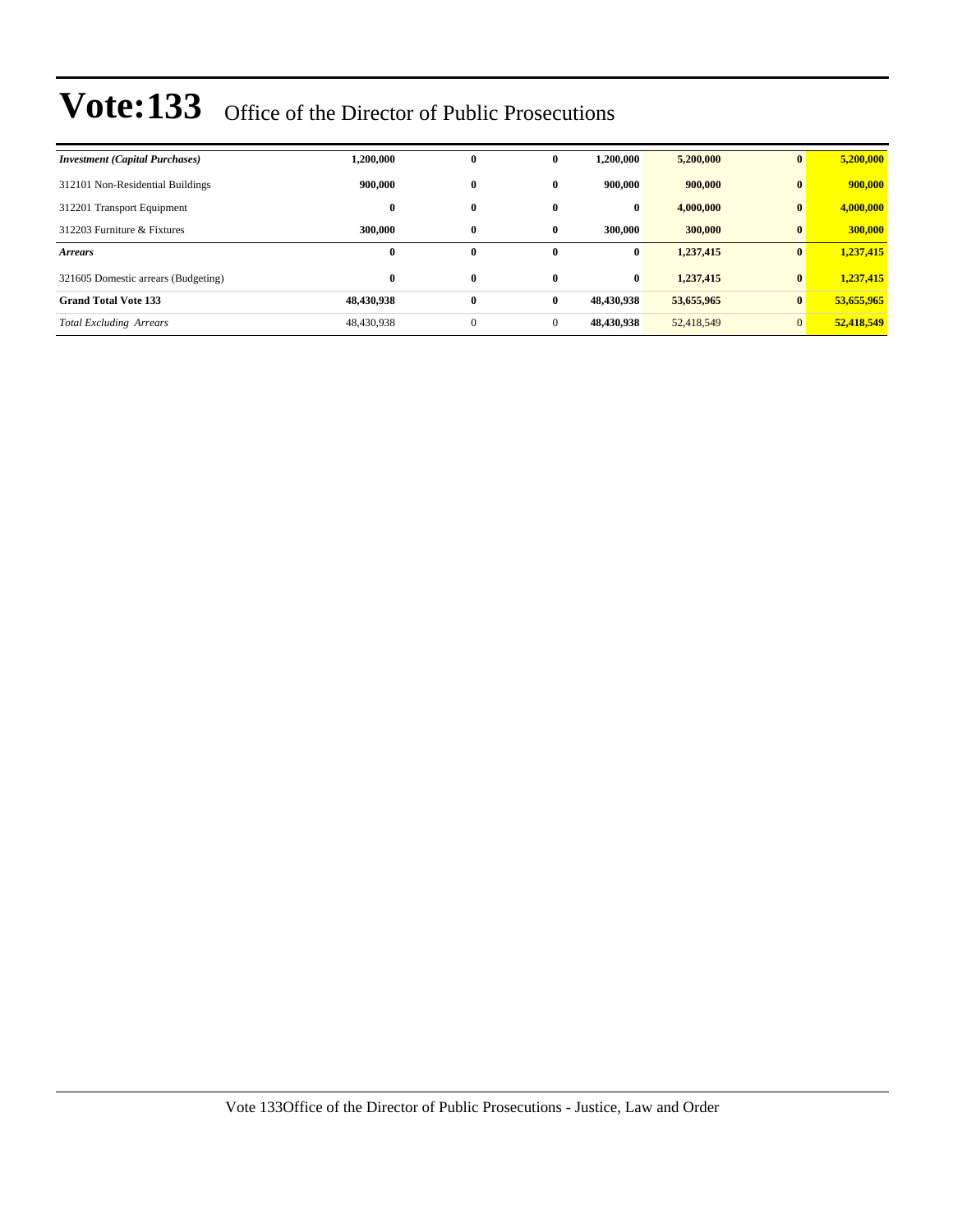# Vote:133 Office of the Director of Public Prosecutions

| | | | | | | | |
|---|---|---|---|---|---|---|---|
| ***Investment (Capital Purchases)*** | **1,200,000** | **0** | **0** | **1,200,000** | **5,200,000** | **0** | **5,200,000** |
| 312101 Non-Residential Buildings | **900,000** | **0** | **0** | **900,000** | **900,000** | **0** | **900,000** |
| 312201 Transport Equipment | **0** | **0** | **0** | **0** | **4,000,000** | **0** | **4,000,000** |
| 312203 Furniture & Fixtures | **300,000** | **0** | **0** | **300,000** | **300,000** | **0** | **300,000** |
| ***Arrears*** | **0** | **0** | **0** | **0** | **1,237,415** | **0** | **1,237,415** |
| 321605 Domestic arrears (Budgeting) | **0** | **0** | **0** | **0** | **1,237,415** | **0** | **1,237,415** |
| **Grand Total Vote 133** | **48,430,938** | **0** | **0** | **48,430,938** | **53,655,965** | **0** | **53,655,965** |
| *Total Excluding Arrears* | 48,430,938 | 0 | 0 | **48,430,938** | 52,418,549 | 0 | **52,418,549** |

Vote 133Office of the Director of Public Prosecutions - Justice, Law and Order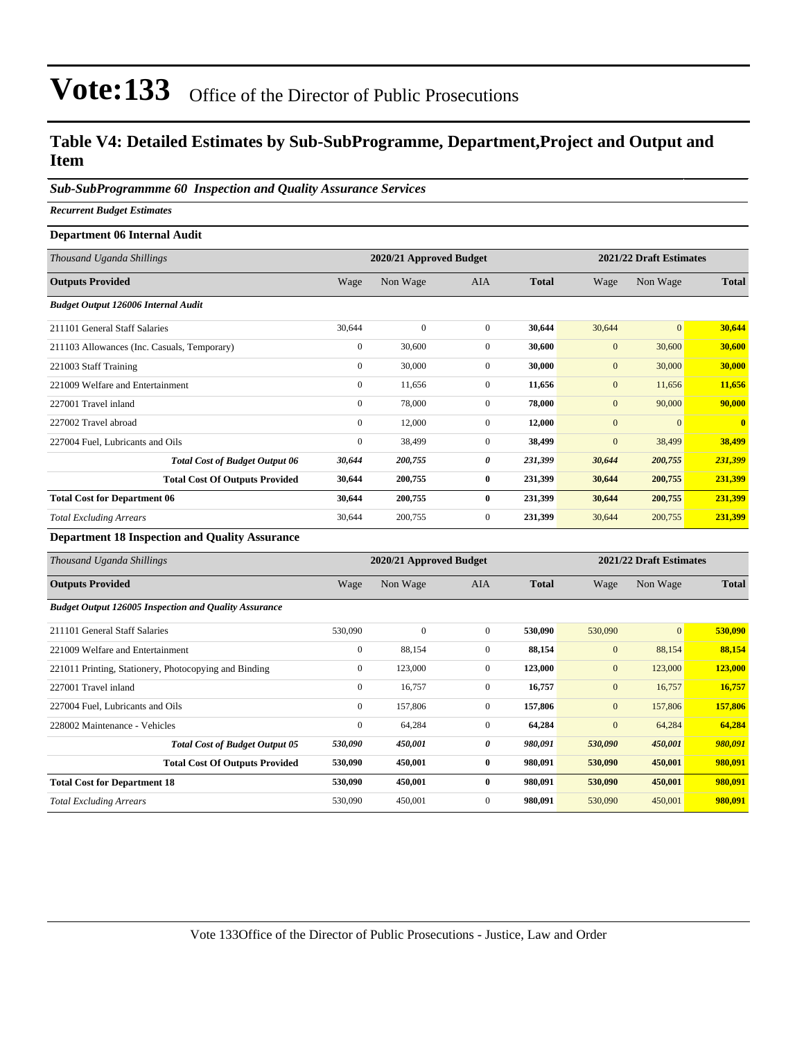# Vote:133 Office of the Director of Public Prosecutions

## Table V4: Detailed Estimates by Sub-SubProgramme, Department,Project and Output and Item

### *Sub-SubProgrammme 60 Inspection and Quality Assurance Services*

***Recurrent Budget Estimates***

**Department 06 Internal Audit**

| *Thousand Uganda Shillings* | 2020/21 Approved Budget | | | | 2021/22 Draft Estimates | | |
|---|---|---|---|---|---|---|---|
| **Outputs Provided** | Wage | Non Wage | AIA | **Total** | Wage | Non Wage | **Total** |
| ***Budget Output 126006 Internal Audit*** | | | | | | | |
| 211101 General Staff Salaries | 30,644 | 0 | 0 | **30,644** | 30,644 | 0 | **30,644** |
| 211103 Allowances (Inc. Casuals, Temporary) | 0 | 30,600 | 0 | **30,600** | 0 | 30,600 | **30,600** |
| 221003 Staff Training | 0 | 30,000 | 0 | **30,000** | 0 | 30,000 | **30,000** |
| 221009 Welfare and Entertainment | 0 | 11,656 | 0 | **11,656** | 0 | 11,656 | **11,656** |
| 227001 Travel inland | 0 | 78,000 | 0 | **78,000** | 0 | 90,000 | **90,000** |
| 227002 Travel abroad | 0 | 12,000 | 0 | **12,000** | 0 | 0 | **0** |
| 227004 Fuel, Lubricants and Oils | 0 | 38,499 | 0 | **38,499** | 0 | 38,499 | **38,499** |
| ***Total Cost of Budget Output 06*** | ***30,644*** | ***200,755*** | ***0*** | ***231,399*** | ***30,644*** | ***200,755*** | ***231,399*** |
| **Total Cost Of Outputs Provided** | **30,644** | **200,755** | **0** | **231,399** | **30,644** | **200,755** | **231,399** |
| **Total Cost for Department 06** | **30,644** | **200,755** | **0** | **231,399** | **30,644** | **200,755** | **231,399** |
| *Total Excluding Arrears* | 30,644 | 200,755 | 0 | **231,399** | 30,644 | 200,755 | **231,399** |

**Department 18 Inspection and Quality Assurance**

| *Thousand Uganda Shillings* | 2020/21 Approved Budget | | | | 2021/22 Draft Estimates | | |
|---|---|---|---|---|---|---|---|
| **Outputs Provided** | Wage | Non Wage | AIA | **Total** | Wage | Non Wage | **Total** |
| ***Budget Output 126005 Inspection and Quality Assurance*** | | | | | | | |
| 211101 General Staff Salaries | 530,090 | 0 | 0 | **530,090** | 530,090 | 0 | **530,090** |
| 221009 Welfare and Entertainment | 0 | 88,154 | 0 | **88,154** | 0 | 88,154 | **88,154** |
| 221011 Printing, Stationery, Photocopying and Binding | 0 | 123,000 | 0 | **123,000** | 0 | 123,000 | **123,000** |
| 227001 Travel inland | 0 | 16,757 | 0 | **16,757** | 0 | 16,757 | **16,757** |
| 227004 Fuel, Lubricants and Oils | 0 | 157,806 | 0 | **157,806** | 0 | 157,806 | **157,806** |
| 228002 Maintenance - Vehicles | 0 | 64,284 | 0 | **64,284** | 0 | 64,284 | **64,284** |
| ***Total Cost of Budget Output 05*** | ***530,090*** | ***450,001*** | ***0*** | ***980,091*** | ***530,090*** | ***450,001*** | ***980,091*** |
| **Total Cost Of Outputs Provided** | **530,090** | **450,001** | **0** | **980,091** | **530,090** | **450,001** | **980,091** |
| **Total Cost for Department 18** | **530,090** | **450,001** | **0** | **980,091** | **530,090** | **450,001** | **980,091** |
| *Total Excluding Arrears* | 530,090 | 450,001 | 0 | **980,091** | 530,090 | 450,001 | **980,091** |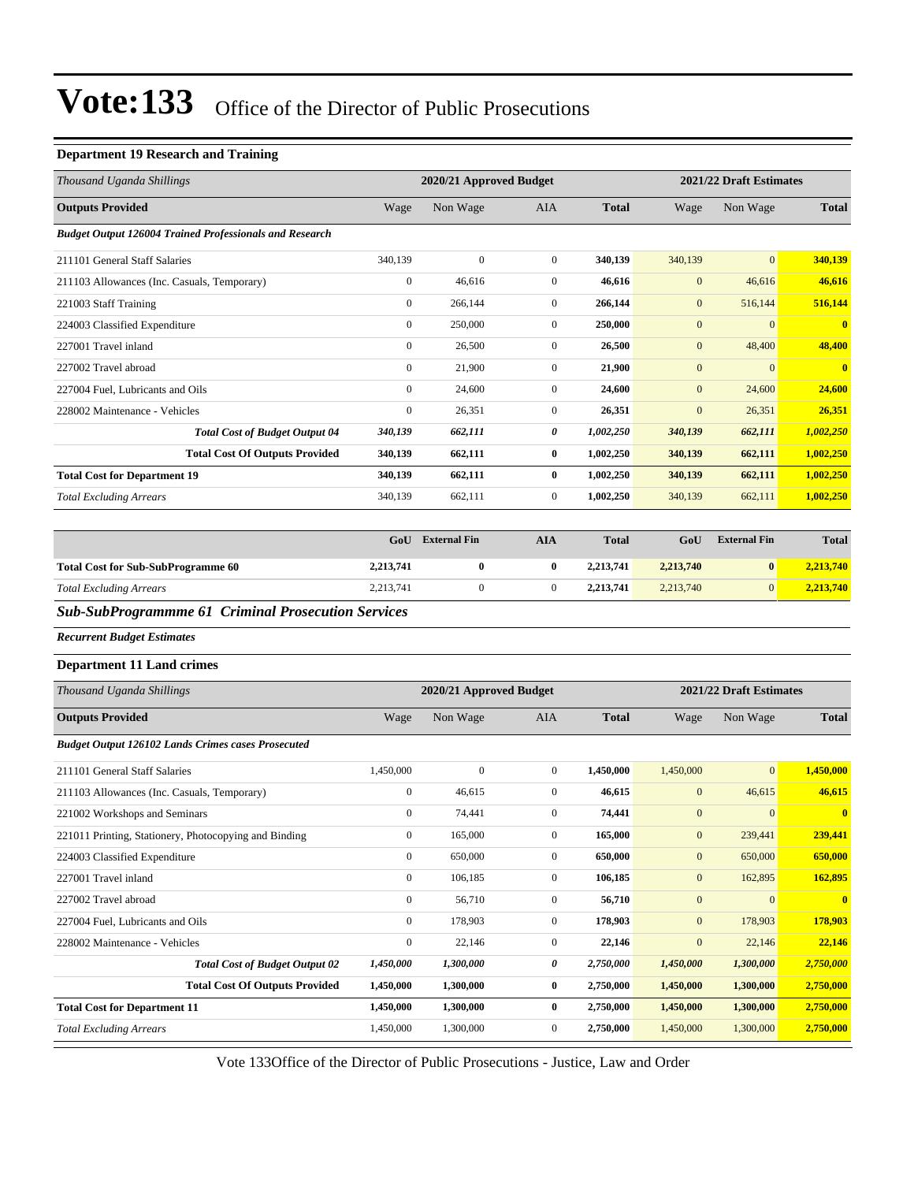# Vote:133 Office of the Director of Public Prosecutions

**Department 19 Research and Training**

| *Thousand Uganda Shillings* | 2020/21 Approved Budget | | | | 2021/22 Draft Estimates | | |
|---|---|---|---|---|---|---|---|
| **Outputs Provided** | Wage | Non Wage | AIA | **Total** | Wage | Non Wage | **Total** |
| ***Budget Output 126004 Trained Professionals and Research*** | | | | | | | |
| 211101 General Staff Salaries | 340,139 | 0 | 0 | **340,139** | 340,139 | 0 | **340,139** |
| 211103 Allowances (Inc. Casuals, Temporary) | 0 | 46,616 | 0 | **46,616** | 0 | 46,616 | **46,616** |
| 221003 Staff Training | 0 | 266,144 | 0 | **266,144** | 0 | 516,144 | **516,144** |
| 224003 Classified Expenditure | 0 | 250,000 | 0 | **250,000** | 0 | 0 | **0** |
| 227001 Travel inland | 0 | 26,500 | 0 | **26,500** | 0 | 48,400 | **48,400** |
| 227002 Travel abroad | 0 | 21,900 | 0 | **21,900** | 0 | 0 | **0** |
| 227004 Fuel, Lubricants and Oils | 0 | 24,600 | 0 | **24,600** | 0 | 24,600 | **24,600** |
| 228002 Maintenance - Vehicles | 0 | 26,351 | 0 | **26,351** | 0 | 26,351 | **26,351** |
| ***Total Cost of Budget Output 04*** | ***340,139*** | ***662,111*** | ***0*** | ***1,002,250*** | ***340,139*** | ***662,111*** | ***1,002,250*** |
| **Total Cost Of Outputs Provided** | **340,139** | **662,111** | **0** | **1,002,250** | **340,139** | **662,111** | **1,002,250** |
| **Total Cost for Department 19** | **340,139** | **662,111** | **0** | **1,002,250** | **340,139** | **662,111** | **1,002,250** |
| *Total Excluding Arrears* | 340,139 | 662,111 | 0 | **1,002,250** | 340,139 | 662,111 | **1,002,250** |

| | GoU | External Fin | AIA | Total | GoU | External Fin | Total |
|---|---|---|---|---|---|---|---|
| **Total Cost for Sub-SubProgramme 60** | **2,213,741** | **0** | **0** | **2,213,741** | **2,213,740** | **0** | **2,213,740** |
| *Total Excluding Arrears* | 2,213,741 | 0 | 0 | **2,213,741** | 2,213,740 | 0 | **2,213,740** |

## *Sub-SubProgrammme 61 Criminal Prosecution Services*

***Recurrent Budget Estimates***

**Department 11 Land crimes**

| *Thousand Uganda Shillings* | 2020/21 Approved Budget | | | | 2021/22 Draft Estimates | | |
|---|---|---|---|---|---|---|---|
| **Outputs Provided** | Wage | Non Wage | AIA | **Total** | Wage | Non Wage | **Total** |
| ***Budget Output 126102 Lands Crimes cases Prosecuted*** | | | | | | | |
| 211101 General Staff Salaries | 1,450,000 | 0 | 0 | **1,450,000** | 1,450,000 | 0 | **1,450,000** |
| 211103 Allowances (Inc. Casuals, Temporary) | 0 | 46,615 | 0 | **46,615** | 0 | 46,615 | **46,615** |
| 221002 Workshops and Seminars | 0 | 74,441 | 0 | **74,441** | 0 | 0 | **0** |
| 221011 Printing, Stationery, Photocopying and Binding | 0 | 165,000 | 0 | **165,000** | 0 | 239,441 | **239,441** |
| 224003 Classified Expenditure | 0 | 650,000 | 0 | **650,000** | 0 | 650,000 | **650,000** |
| 227001 Travel inland | 0 | 106,185 | 0 | **106,185** | 0 | 162,895 | **162,895** |
| 227002 Travel abroad | 0 | 56,710 | 0 | **56,710** | 0 | 0 | **0** |
| 227004 Fuel, Lubricants and Oils | 0 | 178,903 | 0 | **178,903** | 0 | 178,903 | **178,903** |
| 228002 Maintenance - Vehicles | 0 | 22,146 | 0 | **22,146** | 0 | 22,146 | **22,146** |
| ***Total Cost of Budget Output 02*** | ***1,450,000*** | ***1,300,000*** | ***0*** | ***2,750,000*** | ***1,450,000*** | ***1,300,000*** | ***2,750,000*** |
| **Total Cost Of Outputs Provided** | **1,450,000** | **1,300,000** | **0** | **2,750,000** | **1,450,000** | **1,300,000** | **2,750,000** |
| **Total Cost for Department 11** | **1,450,000** | **1,300,000** | **0** | **2,750,000** | **1,450,000** | **1,300,000** | **2,750,000** |
| *Total Excluding Arrears* | 1,450,000 | 1,300,000 | 0 | **2,750,000** | 1,450,000 | 1,300,000 | **2,750,000** |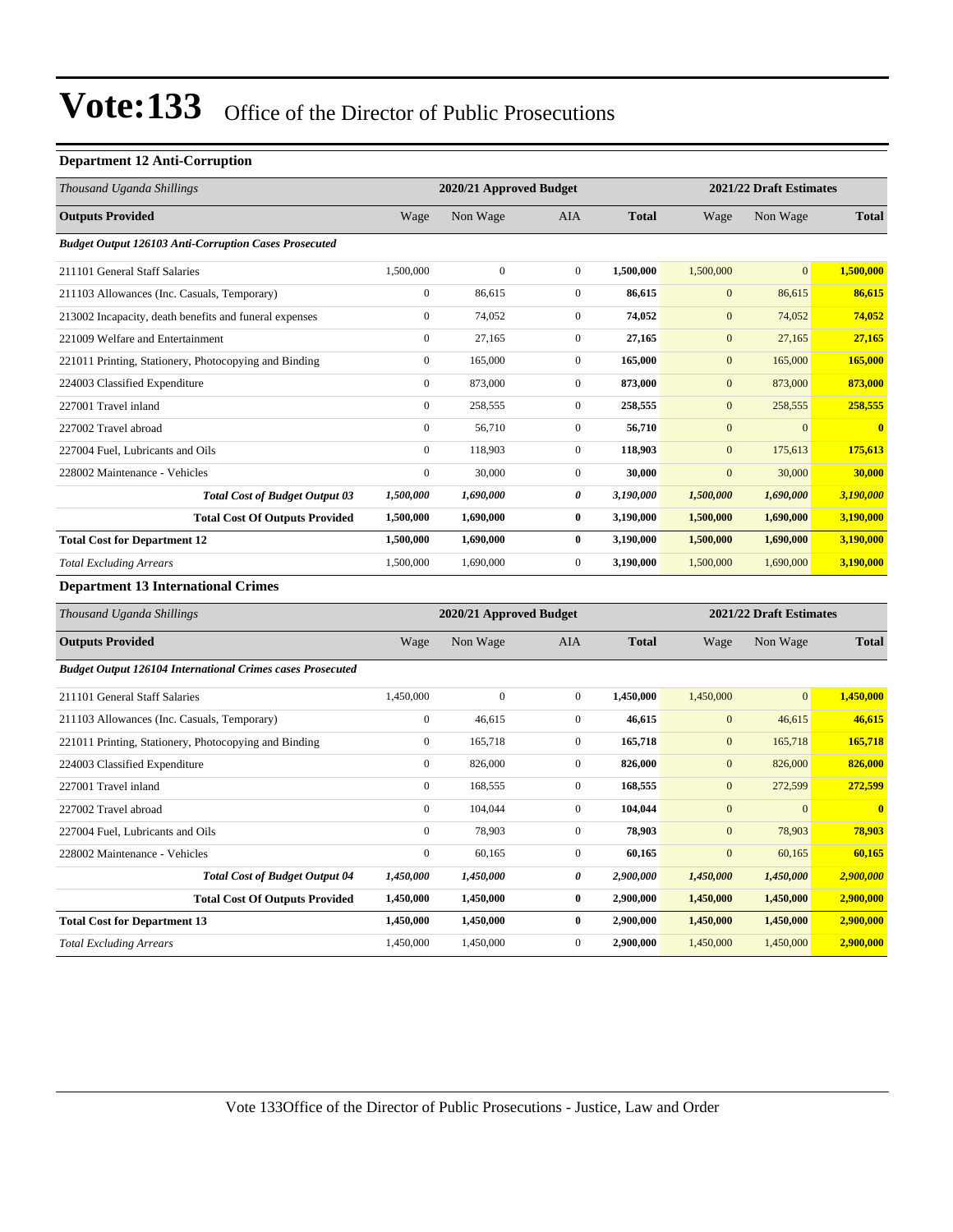# Vote:133 Office of the Director of Public Prosecutions

### Department 12 Anti-Corruption

| *Thousand Uganda Shillings* | 2020/21 Approved Budget | | | | 2021/22 Draft Estimates | | |
|---|---|---|---|---|---|---|---|
| **Outputs Provided** | Wage | Non Wage | AIA | **Total** | Wage | Non Wage | **Total** |
| ***Budget Output 126103 Anti-Corruption Cases Prosecuted*** | | | | | | | |
| 211101 General Staff Salaries | 1,500,000 | 0 | 0 | **1,500,000** | 1,500,000 | 0 | **1,500,000** |
| 211103 Allowances (Inc. Casuals, Temporary) | 0 | 86,615 | 0 | **86,615** | 0 | 86,615 | **86,615** |
| 213002 Incapacity, death benefits and funeral expenses | 0 | 74,052 | 0 | **74,052** | 0 | 74,052 | **74,052** |
| 221009 Welfare and Entertainment | 0 | 27,165 | 0 | **27,165** | 0 | 27,165 | **27,165** |
| 221011 Printing, Stationery, Photocopying and Binding | 0 | 165,000 | 0 | **165,000** | 0 | 165,000 | **165,000** |
| 224003 Classified Expenditure | 0 | 873,000 | 0 | **873,000** | 0 | 873,000 | **873,000** |
| 227001 Travel inland | 0 | 258,555 | 0 | **258,555** | 0 | 258,555 | **258,555** |
| 227002 Travel abroad | 0 | 56,710 | 0 | **56,710** | 0 | 0 | **0** |
| 227004 Fuel, Lubricants and Oils | 0 | 118,903 | 0 | **118,903** | 0 | 175,613 | **175,613** |
| 228002 Maintenance - Vehicles | 0 | 30,000 | 0 | **30,000** | 0 | 30,000 | **30,000** |
| ***Total Cost of Budget Output 03*** | ***1,500,000*** | ***1,690,000*** | ***0*** | ***3,190,000*** | ***1,500,000*** | ***1,690,000*** | ***3,190,000*** |
| **Total Cost Of Outputs Provided** | **1,500,000** | **1,690,000** | **0** | **3,190,000** | **1,500,000** | **1,690,000** | **3,190,000** |
| **Total Cost for Department 12** | **1,500,000** | **1,690,000** | **0** | **3,190,000** | **1,500,000** | **1,690,000** | **3,190,000** |
| *Total Excluding Arrears* | 1,500,000 | 1,690,000 | 0 | **3,190,000** | 1,500,000 | 1,690,000 | **3,190,000** |

### Department 13 International Crimes

| *Thousand Uganda Shillings* | 2020/21 Approved Budget | | | | 2021/22 Draft Estimates | | |
|---|---|---|---|---|---|---|---|
| **Outputs Provided** | Wage | Non Wage | AIA | **Total** | Wage | Non Wage | **Total** |
| ***Budget Output 126104 International Crimes cases Prosecuted*** | | | | | | | |
| 211101 General Staff Salaries | 1,450,000 | 0 | 0 | **1,450,000** | 1,450,000 | 0 | **1,450,000** |
| 211103 Allowances (Inc. Casuals, Temporary) | 0 | 46,615 | 0 | **46,615** | 0 | 46,615 | **46,615** |
| 221011 Printing, Stationery, Photocopying and Binding | 0 | 165,718 | 0 | **165,718** | 0 | 165,718 | **165,718** |
| 224003 Classified Expenditure | 0 | 826,000 | 0 | **826,000** | 0 | 826,000 | **826,000** |
| 227001 Travel inland | 0 | 168,555 | 0 | **168,555** | 0 | 272,599 | **272,599** |
| 227002 Travel abroad | 0 | 104,044 | 0 | **104,044** | 0 | 0 | **0** |
| 227004 Fuel, Lubricants and Oils | 0 | 78,903 | 0 | **78,903** | 0 | 78,903 | **78,903** |
| 228002 Maintenance - Vehicles | 0 | 60,165 | 0 | **60,165** | 0 | 60,165 | **60,165** |
| ***Total Cost of Budget Output 04*** | ***1,450,000*** | ***1,450,000*** | ***0*** | ***2,900,000*** | ***1,450,000*** | ***1,450,000*** | ***2,900,000*** |
| **Total Cost Of Outputs Provided** | **1,450,000** | **1,450,000** | **0** | **2,900,000** | **1,450,000** | **1,450,000** | **2,900,000** |
| **Total Cost for Department 13** | **1,450,000** | **1,450,000** | **0** | **2,900,000** | **1,450,000** | **1,450,000** | **2,900,000** |
| *Total Excluding Arrears* | 1,450,000 | 1,450,000 | 0 | **2,900,000** | 1,450,000 | 1,450,000 | **2,900,000** |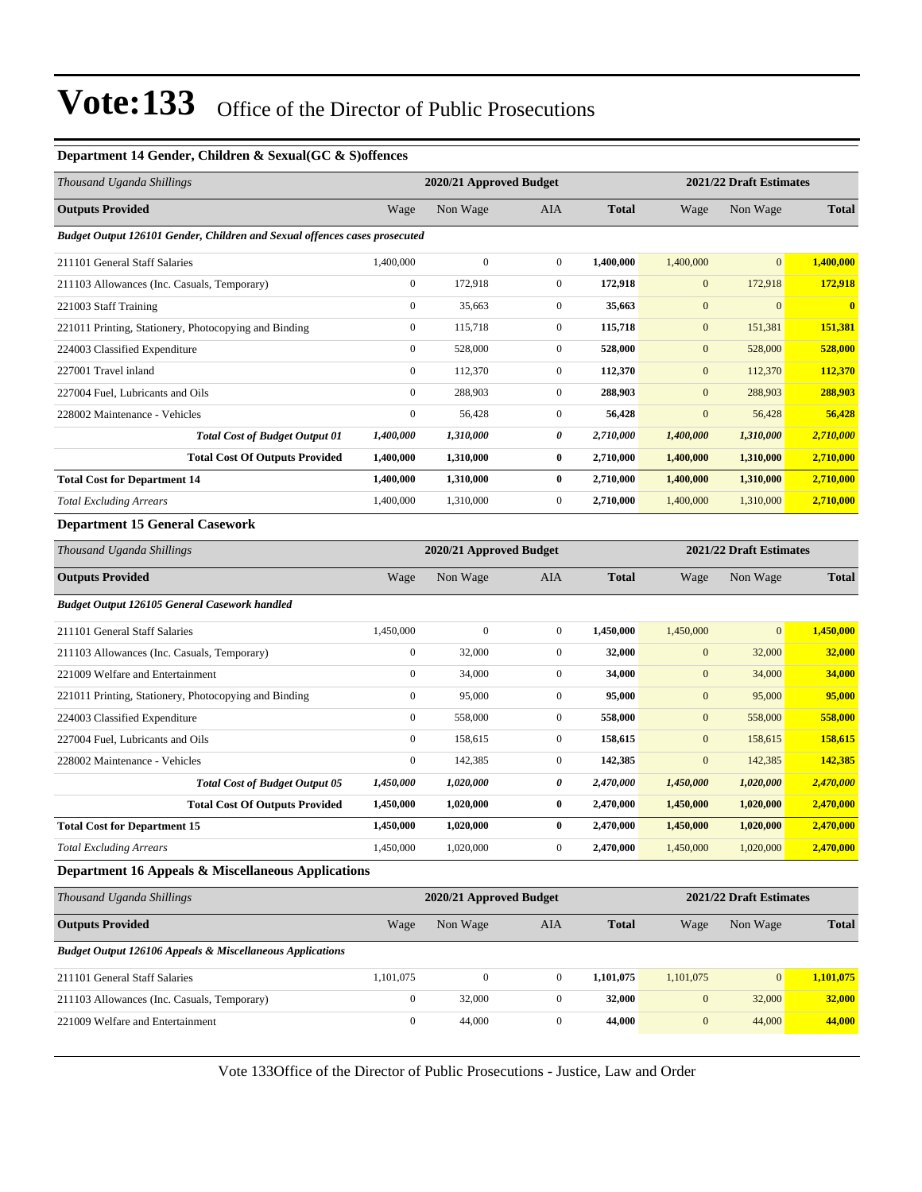# Vote:133 Office of the Director of Public Prosecutions

### Department 14 Gender, Children & Sexual(GC & S)offences

| *Thousand Uganda Shillings* | 2020/21 Approved Budget | | | | 2021/22 Draft Estimates | | |
|---|---|---|---|---|---|---|---|
| **Outputs Provided** | Wage | Non Wage | AIA | **Total** | Wage | Non Wage | **Total** |
| ***Budget Output 126101 Gender, Children and Sexual offences cases prosecuted*** | | | | | | | |
| 211101 General Staff Salaries | 1,400,000 | 0 | 0 | **1,400,000** | 1,400,000 | 0 | **1,400,000** |
| 211103 Allowances (Inc. Casuals, Temporary) | 0 | 172,918 | 0 | **172,918** | 0 | 172,918 | **172,918** |
| 221003 Staff Training | 0 | 35,663 | 0 | **35,663** | 0 | 0 | **0** |
| 221011 Printing, Stationery, Photocopying and Binding | 0 | 115,718 | 0 | **115,718** | 0 | 151,381 | **151,381** |
| 224003 Classified Expenditure | 0 | 528,000 | 0 | **528,000** | 0 | 528,000 | **528,000** |
| 227001 Travel inland | 0 | 112,370 | 0 | **112,370** | 0 | 112,370 | **112,370** |
| 227004 Fuel, Lubricants and Oils | 0 | 288,903 | 0 | **288,903** | 0 | 288,903 | **288,903** |
| 228002 Maintenance - Vehicles | 0 | 56,428 | 0 | **56,428** | 0 | 56,428 | **56,428** |
| ***Total Cost of Budget Output 01*** | ***1,400,000*** | ***1,310,000*** | ***0*** | ***2,710,000*** | ***1,400,000*** | ***1,310,000*** | ***2,710,000*** |
| **Total Cost Of Outputs Provided** | **1,400,000** | **1,310,000** | **0** | **2,710,000** | **1,400,000** | **1,310,000** | **2,710,000** |
| **Total Cost for Department 14** | **1,400,000** | **1,310,000** | **0** | **2,710,000** | **1,400,000** | **1,310,000** | **2,710,000** |
| *Total Excluding Arrears* | 1,400,000 | 1,310,000 | 0 | **2,710,000** | 1,400,000 | 1,310,000 | **2,710,000** |

### Department 15 General Casework

| *Thousand Uganda Shillings* | 2020/21 Approved Budget | | | | 2021/22 Draft Estimates | | |
|---|---|---|---|---|---|---|---|
| **Outputs Provided** | Wage | Non Wage | AIA | **Total** | Wage | Non Wage | **Total** |
| ***Budget Output 126105 General Casework handled*** | | | | | | | |
| 211101 General Staff Salaries | 1,450,000 | 0 | 0 | **1,450,000** | 1,450,000 | 0 | **1,450,000** |
| 211103 Allowances (Inc. Casuals, Temporary) | 0 | 32,000 | 0 | **32,000** | 0 | 32,000 | **32,000** |
| 221009 Welfare and Entertainment | 0 | 34,000 | 0 | **34,000** | 0 | 34,000 | **34,000** |
| 221011 Printing, Stationery, Photocopying and Binding | 0 | 95,000 | 0 | **95,000** | 0 | 95,000 | **95,000** |
| 224003 Classified Expenditure | 0 | 558,000 | 0 | **558,000** | 0 | 558,000 | **558,000** |
| 227004 Fuel, Lubricants and Oils | 0 | 158,615 | 0 | **158,615** | 0 | 158,615 | **158,615** |
| 228002 Maintenance - Vehicles | 0 | 142,385 | 0 | **142,385** | 0 | 142,385 | **142,385** |
| ***Total Cost of Budget Output 05*** | ***1,450,000*** | ***1,020,000*** | ***0*** | ***2,470,000*** | ***1,450,000*** | ***1,020,000*** | ***2,470,000*** |
| **Total Cost Of Outputs Provided** | **1,450,000** | **1,020,000** | **0** | **2,470,000** | **1,450,000** | **1,020,000** | **2,470,000** |
| **Total Cost for Department 15** | **1,450,000** | **1,020,000** | **0** | **2,470,000** | **1,450,000** | **1,020,000** | **2,470,000** |
| *Total Excluding Arrears* | 1,450,000 | 1,020,000 | 0 | **2,470,000** | 1,450,000 | 1,020,000 | **2,470,000** |

### Department 16 Appeals & Miscellaneous Applications

| *Thousand Uganda Shillings* | 2020/21 Approved Budget | | | | 2021/22 Draft Estimates | | |
|---|---|---|---|---|---|---|---|
| **Outputs Provided** | Wage | Non Wage | AIA | **Total** | Wage | Non Wage | **Total** |
| ***Budget Output 126106 Appeals & Miscellaneous Applications*** | | | | | | | |
| 211101 General Staff Salaries | 1,101,075 | 0 | 0 | **1,101,075** | 1,101,075 | 0 | **1,101,075** |
| 211103 Allowances (Inc. Casuals, Temporary) | 0 | 32,000 | 0 | **32,000** | 0 | 32,000 | **32,000** |
| 221009 Welfare and Entertainment | 0 | 44,000 | 0 | **44,000** | 0 | 44,000 | **44,000** |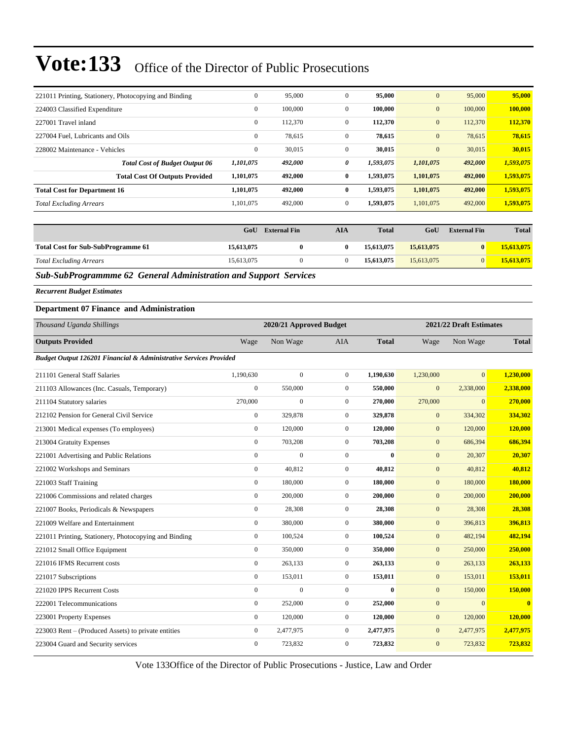# Vote:133 Office of the Director of Public Prosecutions

| | | | | | | | |
|---|---|---|---|---|---|---|---|
| 221011 Printing, Stationery, Photocopying and Binding | 0 | 95,000 | 0 | **95,000** | 0 | 95,000 | **95,000** |
| 224003 Classified Expenditure | 0 | 100,000 | 0 | **100,000** | 0 | 100,000 | **100,000** |
| 227001 Travel inland | 0 | 112,370 | 0 | **112,370** | 0 | 112,370 | **112,370** |
| 227004 Fuel, Lubricants and Oils | 0 | 78,615 | 0 | **78,615** | 0 | 78,615 | **78,615** |
| 228002 Maintenance - Vehicles | 0 | 30,015 | 0 | **30,015** | 0 | 30,015 | **30,015** |
| ***Total Cost of Budget Output 06*** | ***1,101,075*** | ***492,000*** | ***0*** | ***1,593,075*** | ***1,101,075*** | ***492,000*** | ***1,593,075*** |
| **Total Cost Of Outputs Provided** | **1,101,075** | **492,000** | **0** | **1,593,075** | **1,101,075** | **492,000** | **1,593,075** |
| **Total Cost for Department 16** | **1,101,075** | **492,000** | **0** | **1,593,075** | **1,101,075** | **492,000** | **1,593,075** |
| *Total Excluding Arrears* | 1,101,075 | 492,000 | 0 | **1,593,075** | 1,101,075 | 492,000 | **1,593,075** |

| | GoU | External Fin | AIA | Total | GoU | External Fin | Total |
|---|---|---|---|---|---|---|---|
| **Total Cost for Sub-SubProgramme 61** | **15,613,075** | **0** | **0** | **15,613,075** | **15,613,075** | **0** | **15,613,075** |
| *Total Excluding Arrears* | 15,613,075 | 0 | 0 | **15,613,075** | 15,613,075 | 0 | **15,613,075** |

## *Sub-SubProgrammme 62 General Administration and Support Services*

***Recurrent Budget Estimates***

### Department 07 Finance and Administration

| *Thousand Uganda Shillings* | 2020/21 Approved Budget | | | | 2021/22 Draft Estimates | | |
|---|---|---|---|---|---|---|---|
| **Outputs Provided** | Wage | Non Wage | AIA | **Total** | Wage | Non Wage | **Total** |
| ***Budget Output 126201 Financial & Administrative Services Provided*** | | | | | | | |
| 211101 General Staff Salaries | 1,190,630 | 0 | 0 | **1,190,630** | 1,230,000 | 0 | **1,230,000** |
| 211103 Allowances (Inc. Casuals, Temporary) | 0 | 550,000 | 0 | **550,000** | 0 | 2,338,000 | **2,338,000** |
| 211104 Statutory salaries | 270,000 | 0 | 0 | **270,000** | 270,000 | 0 | **270,000** |
| 212102 Pension for General Civil Service | 0 | 329,878 | 0 | **329,878** | 0 | 334,302 | **334,302** |
| 213001 Medical expenses (To employees) | 0 | 120,000 | 0 | **120,000** | 0 | 120,000 | **120,000** |
| 213004 Gratuity Expenses | 0 | 703,208 | 0 | **703,208** | 0 | 686,394 | **686,394** |
| 221001 Advertising and Public Relations | 0 | 0 | 0 | **0** | 0 | 20,307 | **20,307** |
| 221002 Workshops and Seminars | 0 | 40,812 | 0 | **40,812** | 0 | 40,812 | **40,812** |
| 221003 Staff Training | 0 | 180,000 | 0 | **180,000** | 0 | 180,000 | **180,000** |
| 221006 Commissions and related charges | 0 | 200,000 | 0 | **200,000** | 0 | 200,000 | **200,000** |
| 221007 Books, Periodicals & Newspapers | 0 | 28,308 | 0 | **28,308** | 0 | 28,308 | **28,308** |
| 221009 Welfare and Entertainment | 0 | 380,000 | 0 | **380,000** | 0 | 396,813 | **396,813** |
| 221011 Printing, Stationery, Photocopying and Binding | 0 | 100,524 | 0 | **100,524** | 0 | 482,194 | **482,194** |
| 221012 Small Office Equipment | 0 | 350,000 | 0 | **350,000** | 0 | 250,000 | **250,000** |
| 221016 IFMS Recurrent costs | 0 | 263,133 | 0 | **263,133** | 0 | 263,133 | **263,133** |
| 221017 Subscriptions | 0 | 153,011 | 0 | **153,011** | 0 | 153,011 | **153,011** |
| 221020 IPPS Recurrent Costs | 0 | 0 | 0 | **0** | 0 | 150,000 | **150,000** |
| 222001 Telecommunications | 0 | 252,000 | 0 | **252,000** | 0 | 0 | **0** |
| 223001 Property Expenses | 0 | 120,000 | 0 | **120,000** | 0 | 120,000 | **120,000** |
| 223003 Rent – (Produced Assets) to private entities | 0 | 2,477,975 | 0 | **2,477,975** | 0 | 2,477,975 | **2,477,975** |
| 223004 Guard and Security services | 0 | 723,832 | 0 | **723,832** | 0 | 723,832 | **723,832** |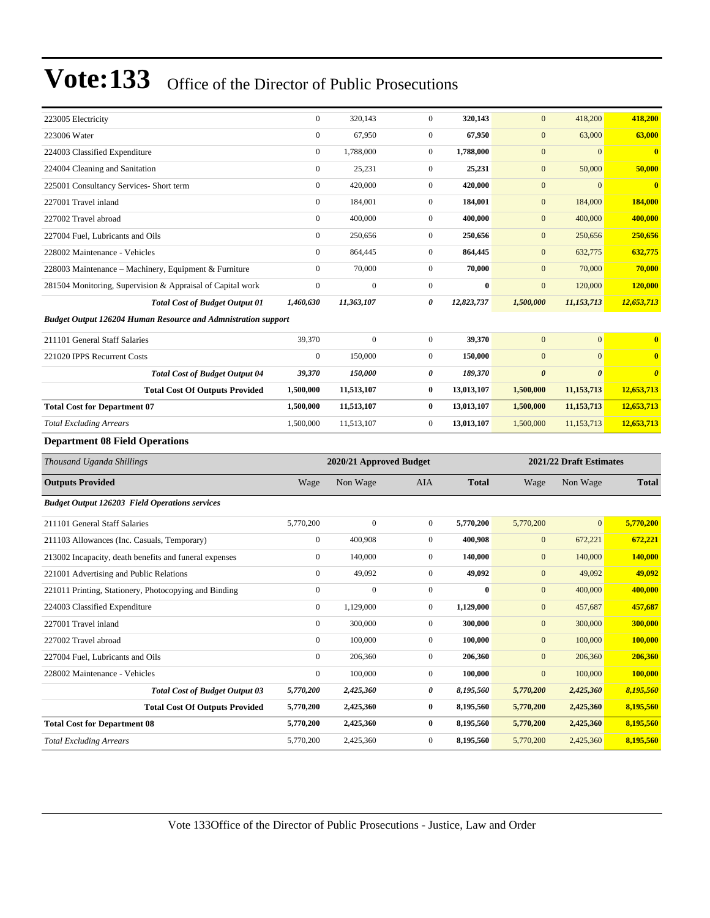# Vote:133 Office of the Director of Public Prosecutions

| | | | | | | | |
|---|---|---|---|---|---|---|---|
| 223005 Electricity | 0 | 320,143 | 0 | **320,143** | 0 | 418,200 | **418,200** |
| 223006 Water | 0 | 67,950 | 0 | **67,950** | 0 | 63,000 | **63,000** |
| 224003 Classified Expenditure | 0 | 1,788,000 | 0 | **1,788,000** | 0 | 0 | **0** |
| 224004 Cleaning and Sanitation | 0 | 25,231 | 0 | **25,231** | 0 | 50,000 | **50,000** |
| 225001 Consultancy Services- Short term | 0 | 420,000 | 0 | **420,000** | 0 | 0 | **0** |
| 227001 Travel inland | 0 | 184,001 | 0 | **184,001** | 0 | 184,000 | **184,000** |
| 227002 Travel abroad | 0 | 400,000 | 0 | **400,000** | 0 | 400,000 | **400,000** |
| 227004 Fuel, Lubricants and Oils | 0 | 250,656 | 0 | **250,656** | 0 | 250,656 | **250,656** |
| 228002 Maintenance - Vehicles | 0 | 864,445 | 0 | **864,445** | 0 | 632,775 | **632,775** |
| 228003 Maintenance – Machinery, Equipment & Furniture | 0 | 70,000 | 0 | **70,000** | 0 | 70,000 | **70,000** |
| 281504 Monitoring, Supervision & Appraisal of Capital work | 0 | 0 | 0 | **0** | 0 | 120,000 | **120,000** |
| ***Total Cost of Budget Output 01*** | ***1,460,630*** | ***11,363,107*** | ***0*** | ***12,823,737*** | ***1,500,000*** | ***11,153,713*** | ***12,653,713*** |
| ***Budget Output 126204 Human Resource and Admnistration support*** | | | | | | | |
| 211101 General Staff Salaries | 39,370 | 0 | 0 | **39,370** | 0 | 0 | **0** |
| 221020 IPPS Recurrent Costs | 0 | 150,000 | 0 | **150,000** | 0 | 0 | **0** |
| ***Total Cost of Budget Output 04*** | ***39,370*** | ***150,000*** | ***0*** | ***189,370*** | ***0*** | ***0*** | ***0*** |
| **Total Cost Of Outputs Provided** | **1,500,000** | **11,513,107** | **0** | **13,013,107** | **1,500,000** | **11,153,713** | **12,653,713** |
| **Total Cost for Department 07** | **1,500,000** | **11,513,107** | **0** | **13,013,107** | **1,500,000** | **11,153,713** | **12,653,713** |
| *Total Excluding Arrears* | 1,500,000 | 11,513,107 | 0 | **13,013,107** | 1,500,000 | 11,153,713 | **12,653,713** |

### Department 08 Field Operations

| *Thousand Uganda Shillings* | 2020/21 Approved Budget | | | | 2021/22 Draft Estimates | | |
|---|---|---|---|---|---|---|---|
| **Outputs Provided** | Wage | Non Wage | AIA | **Total** | Wage | Non Wage | **Total** |
| ***Budget Output 126203 Field Operations services*** | | | | | | | |
| 211101 General Staff Salaries | 5,770,200 | 0 | 0 | **5,770,200** | 5,770,200 | 0 | **5,770,200** |
| 211103 Allowances (Inc. Casuals, Temporary) | 0 | 400,908 | 0 | **400,908** | 0 | 672,221 | **672,221** |
| 213002 Incapacity, death benefits and funeral expenses | 0 | 140,000 | 0 | **140,000** | 0 | 140,000 | **140,000** |
| 221001 Advertising and Public Relations | 0 | 49,092 | 0 | **49,092** | 0 | 49,092 | **49,092** |
| 221011 Printing, Stationery, Photocopying and Binding | 0 | 0 | 0 | **0** | 0 | 400,000 | **400,000** |
| 224003 Classified Expenditure | 0 | 1,129,000 | 0 | **1,129,000** | 0 | 457,687 | **457,687** |
| 227001 Travel inland | 0 | 300,000 | 0 | **300,000** | 0 | 300,000 | **300,000** |
| 227002 Travel abroad | 0 | 100,000 | 0 | **100,000** | 0 | 100,000 | **100,000** |
| 227004 Fuel, Lubricants and Oils | 0 | 206,360 | 0 | **206,360** | 0 | 206,360 | **206,360** |
| 228002 Maintenance - Vehicles | 0 | 100,000 | 0 | **100,000** | 0 | 100,000 | **100,000** |
| ***Total Cost of Budget Output 03*** | ***5,770,200*** | ***2,425,360*** | ***0*** | ***8,195,560*** | ***5,770,200*** | ***2,425,360*** | ***8,195,560*** |
| **Total Cost Of Outputs Provided** | **5,770,200** | **2,425,360** | **0** | **8,195,560** | **5,770,200** | **2,425,360** | **8,195,560** |
| **Total Cost for Department 08** | **5,770,200** | **2,425,360** | **0** | **8,195,560** | **5,770,200** | **2,425,360** | **8,195,560** |
| *Total Excluding Arrears* | 5,770,200 | 2,425,360 | 0 | **8,195,560** | 5,770,200 | 2,425,360 | **8,195,560** |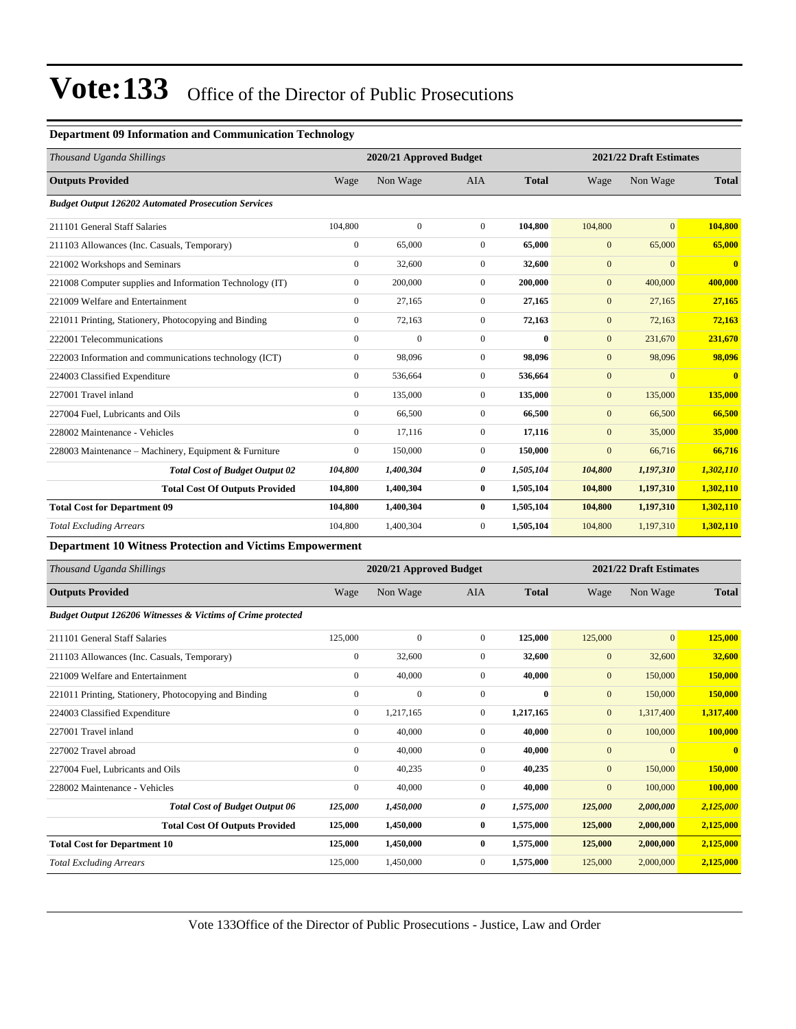# Vote:133 Office of the Director of Public Prosecutions

**Department 09 Information and Communication Technology**

| *Thousand Uganda Shillings* | 2020/21 Approved Budget | | | | 2021/22 Draft Estimates | | |
|---|---|---|---|---|---|---|---|
| **Outputs Provided** | Wage | Non Wage | AIA | **Total** | Wage | Non Wage | **Total** |
| ***Budget Output 126202 Automated Prosecution Services*** | | | | | | | |
| 211101 General Staff Salaries | 104,800 | 0 | 0 | **104,800** | 104,800 | 0 | **104,800** |
| 211103 Allowances (Inc. Casuals, Temporary) | 0 | 65,000 | 0 | **65,000** | 0 | 65,000 | **65,000** |
| 221002 Workshops and Seminars | 0 | 32,600 | 0 | **32,600** | 0 | 0 | **0** |
| 221008 Computer supplies and Information Technology (IT) | 0 | 200,000 | 0 | **200,000** | 0 | 400,000 | **400,000** |
| 221009 Welfare and Entertainment | 0 | 27,165 | 0 | **27,165** | 0 | 27,165 | **27,165** |
| 221011 Printing, Stationery, Photocopying and Binding | 0 | 72,163 | 0 | **72,163** | 0 | 72,163 | **72,163** |
| 222001 Telecommunications | 0 | 0 | 0 | **0** | 0 | 231,670 | **231,670** |
| 222003 Information and communications technology (ICT) | 0 | 98,096 | 0 | **98,096** | 0 | 98,096 | **98,096** |
| 224003 Classified Expenditure | 0 | 536,664 | 0 | **536,664** | 0 | 0 | **0** |
| 227001 Travel inland | 0 | 135,000 | 0 | **135,000** | 0 | 135,000 | **135,000** |
| 227004 Fuel, Lubricants and Oils | 0 | 66,500 | 0 | **66,500** | 0 | 66,500 | **66,500** |
| 228002 Maintenance - Vehicles | 0 | 17,116 | 0 | **17,116** | 0 | 35,000 | **35,000** |
| 228003 Maintenance – Machinery, Equipment & Furniture | 0 | 150,000 | 0 | **150,000** | 0 | 66,716 | **66,716** |
| ***Total Cost of Budget Output 02*** | ***104,800*** | ***1,400,304*** | ***0*** | ***1,505,104*** | ***104,800*** | ***1,197,310*** | ***1,302,110*** |
| **Total Cost Of Outputs Provided** | **104,800** | **1,400,304** | **0** | **1,505,104** | **104,800** | **1,197,310** | **1,302,110** |
| **Total Cost for Department 09** | **104,800** | **1,400,304** | **0** | **1,505,104** | **104,800** | **1,197,310** | **1,302,110** |
| *Total Excluding Arrears* | 104,800 | 1,400,304 | 0 | **1,505,104** | 104,800 | 1,197,310 | **1,302,110** |

**Department 10 Witness Protection and Victims Empowerment**

| *Thousand Uganda Shillings* | 2020/21 Approved Budget | | | | 2021/22 Draft Estimates | | |
|---|---|---|---|---|---|---|---|
| **Outputs Provided** | Wage | Non Wage | AIA | **Total** | Wage | Non Wage | **Total** |
| ***Budget Output 126206 Witnesses & Victims of Crime protected*** | | | | | | | |
| 211101 General Staff Salaries | 125,000 | 0 | 0 | **125,000** | 125,000 | 0 | **125,000** |
| 211103 Allowances (Inc. Casuals, Temporary) | 0 | 32,600 | 0 | **32,600** | 0 | 32,600 | **32,600** |
| 221009 Welfare and Entertainment | 0 | 40,000 | 0 | **40,000** | 0 | 150,000 | **150,000** |
| 221011 Printing, Stationery, Photocopying and Binding | 0 | 0 | 0 | **0** | 0 | 150,000 | **150,000** |
| 224003 Classified Expenditure | 0 | 1,217,165 | 0 | **1,217,165** | 0 | 1,317,400 | **1,317,400** |
| 227001 Travel inland | 0 | 40,000 | 0 | **40,000** | 0 | 100,000 | **100,000** |
| 227002 Travel abroad | 0 | 40,000 | 0 | **40,000** | 0 | 0 | **0** |
| 227004 Fuel, Lubricants and Oils | 0 | 40,235 | 0 | **40,235** | 0 | 150,000 | **150,000** |
| 228002 Maintenance - Vehicles | 0 | 40,000 | 0 | **40,000** | 0 | 100,000 | **100,000** |
| ***Total Cost of Budget Output 06*** | ***125,000*** | ***1,450,000*** | ***0*** | ***1,575,000*** | ***125,000*** | ***2,000,000*** | ***2,125,000*** |
| **Total Cost Of Outputs Provided** | **125,000** | **1,450,000** | **0** | **1,575,000** | **125,000** | **2,000,000** | **2,125,000** |
| **Total Cost for Department 10** | **125,000** | **1,450,000** | **0** | **1,575,000** | **125,000** | **2,000,000** | **2,125,000** |
| *Total Excluding Arrears* | 125,000 | 1,450,000 | 0 | **1,575,000** | 125,000 | 2,000,000 | **2,125,000** |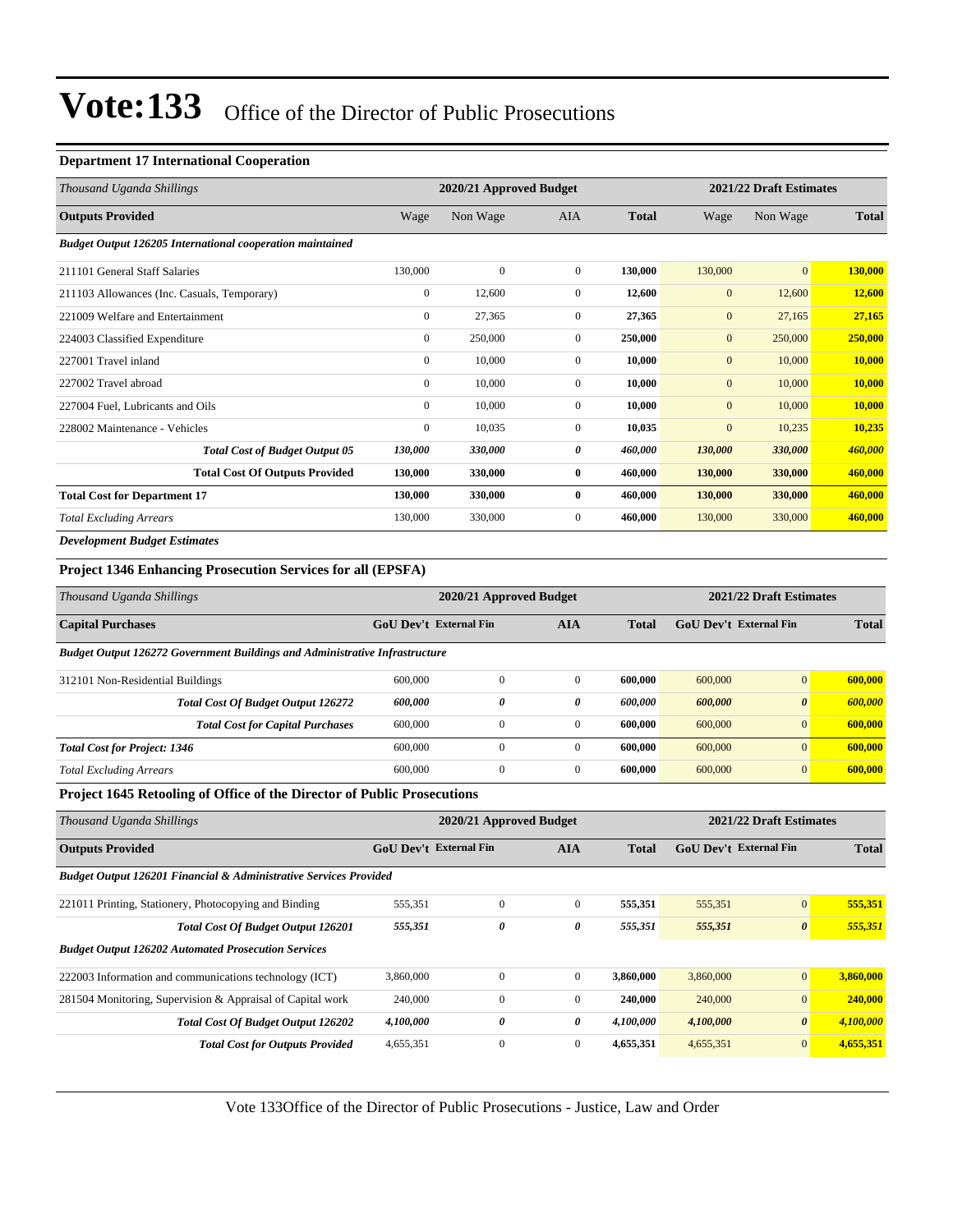# Vote:133 Office of the Director of Public Prosecutions

### Department 17 International Cooperation

| Thousand Uganda Shillings | 2020/21 Approved Budget | | | | 2021/22 Draft Estimates | | |
|---|---|---|---|---|---|---|---|
| **Outputs Provided** | Wage | Non Wage | AIA | **Total** | Wage | Non Wage | **Total** |
| ***Budget Output 126205 International cooperation maintained*** | | | | | | | |
| 211101 General Staff Salaries | 130,000 | 0 | 0 | **130,000** | 130,000 | 0 | **130,000** |
| 211103 Allowances (Inc. Casuals, Temporary) | 0 | 12,600 | 0 | **12,600** | 0 | 12,600 | **12,600** |
| 221009 Welfare and Entertainment | 0 | 27,365 | 0 | **27,365** | 0 | 27,165 | **27,165** |
| 224003 Classified Expenditure | 0 | 250,000 | 0 | **250,000** | 0 | 250,000 | **250,000** |
| 227001 Travel inland | 0 | 10,000 | 0 | **10,000** | 0 | 10,000 | **10,000** |
| 227002 Travel abroad | 0 | 10,000 | 0 | **10,000** | 0 | 10,000 | **10,000** |
| 227004 Fuel, Lubricants and Oils | 0 | 10,000 | 0 | **10,000** | 0 | 10,000 | **10,000** |
| 228002 Maintenance - Vehicles | 0 | 10,035 | 0 | **10,035** | 0 | 10,235 | **10,235** |
| ***Total Cost of Budget Output 05*** | ***130,000*** | ***330,000*** | ***0*** | ***460,000*** | ***130,000*** | ***330,000*** | ***460,000*** |
| **Total Cost Of Outputs Provided** | **130,000** | **330,000** | **0** | **460,000** | **130,000** | **330,000** | **460,000** |
| **Total Cost for Department 17** | **130,000** | **330,000** | **0** | **460,000** | **130,000** | **330,000** | **460,000** |
| *Total Excluding Arrears* | 130,000 | 330,000 | 0 | **460,000** | 130,000 | 330,000 | **460,000** |

***Development Budget Estimates***

### Project 1346 Enhancing Prosecution Services for all (EPSFA)

| Thousand Uganda Shillings | 2020/21 Approved Budget | | | | 2021/22 Draft Estimates | | |
|---|---|---|---|---|---|---|---|
| **Capital Purchases** | **GoU Dev't** | **External Fin** | **AIA** | **Total** | **GoU Dev't** | **External Fin** | **Total** |
| ***Budget Output 126272 Government Buildings and Administrative Infrastructure*** | | | | | | | |
| 312101 Non-Residential Buildings | 600,000 | 0 | 0 | **600,000** | 600,000 | 0 | **600,000** |
| ***Total Cost Of Budget Output 126272*** | ***600,000*** | ***0*** | ***0*** | ***600,000*** | ***600,000*** | ***0*** | ***600,000*** |
| ***Total Cost for Capital Purchases*** | 600,000 | 0 | 0 | **600,000** | 600,000 | 0 | **600,000** |
| ***Total Cost for Project: 1346*** | 600,000 | 0 | 0 | **600,000** | 600,000 | 0 | **600,000** |
| *Total Excluding Arrears* | 600,000 | 0 | 0 | **600,000** | 600,000 | 0 | **600,000** |

### Project 1645 Retooling of Office of the Director of Public Prosecutions

| Thousand Uganda Shillings | 2020/21 Approved Budget | | | | 2021/22 Draft Estimates | | |
|---|---|---|---|---|---|---|---|
| **Outputs Provided** | **GoU Dev't** | **External Fin** | **AIA** | **Total** | **GoU Dev't** | **External Fin** | **Total** |
| ***Budget Output 126201 Financial & Administrative Services Provided*** | | | | | | | |
| 221011 Printing, Stationery, Photocopying and Binding | 555,351 | 0 | 0 | **555,351** | 555,351 | 0 | **555,351** |
| ***Total Cost Of Budget Output 126201*** | ***555,351*** | ***0*** | ***0*** | ***555,351*** | ***555,351*** | ***0*** | ***555,351*** |
| ***Budget Output 126202 Automated Prosecution Services*** | | | | | | | |
| 222003 Information and communications technology (ICT) | 3,860,000 | 0 | 0 | **3,860,000** | 3,860,000 | 0 | **3,860,000** |
| 281504 Monitoring, Supervision & Appraisal of Capital work | 240,000 | 0 | 0 | **240,000** | 240,000 | 0 | **240,000** |
| ***Total Cost Of Budget Output 126202*** | ***4,100,000*** | ***0*** | ***0*** | ***4,100,000*** | ***4,100,000*** | ***0*** | ***4,100,000*** |
| ***Total Cost for Outputs Provided*** | 4,655,351 | 0 | 0 | **4,655,351** | 4,655,351 | 0 | **4,655,351** |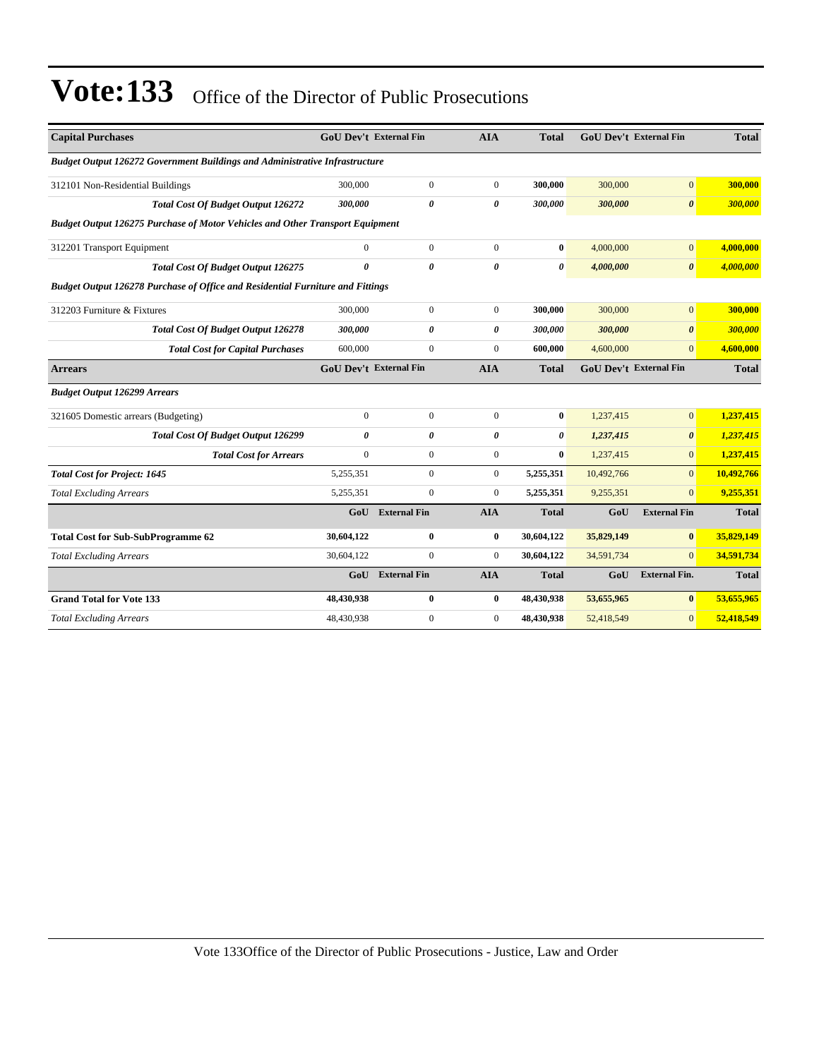# Vote:133 Office of the Director of Public Prosecutions

| Capital Purchases | GoU Dev't | External Fin | AIA | Total | GoU Dev't | External Fin | Total |
|---|---|---|---|---|---|---|---|
| ***Budget Output 126272 Government Buildings and Administrative Infrastructure*** | | | | | | | |
| 312101 Non-Residential Buildings | 300,000 | 0 | 0 | **300,000** | 300,000 | 0 | **300,000** |
| ***Total Cost Of Budget Output 126272*** | ***300,000*** | ***0*** | ***0*** | ***300,000*** | ***300,000*** | ***0*** | ***300,000*** |
| ***Budget Output 126275 Purchase of Motor Vehicles and Other Transport Equipment*** | | | | | | | |
| 312201 Transport Equipment | 0 | 0 | 0 | **0** | 4,000,000 | 0 | **4,000,000** |
| ***Total Cost Of Budget Output 126275*** | ***0*** | ***0*** | ***0*** | ***0*** | ***4,000,000*** | ***0*** | ***4,000,000*** |
| ***Budget Output 126278 Purchase of Office and Residential Furniture and Fittings*** | | | | | | | |
| 312203 Furniture & Fixtures | 300,000 | 0 | 0 | **300,000** | 300,000 | 0 | **300,000** |
| ***Total Cost Of Budget Output 126278*** | ***300,000*** | ***0*** | ***0*** | ***300,000*** | ***300,000*** | ***0*** | ***300,000*** |
| ***Total Cost for Capital Purchases*** | 600,000 | 0 | 0 | **600,000** | 4,600,000 | 0 | **4,600,000** |
| **Arrears** | **GoU Dev't** | **External Fin** | **AIA** | **Total** | **GoU Dev't** | **External Fin** | **Total** |
| ***Budget Output 126299 Arrears*** | | | | | | | |
| 321605 Domestic arrears (Budgeting) | 0 | 0 | 0 | **0** | 1,237,415 | 0 | **1,237,415** |
| ***Total Cost Of Budget Output 126299*** | ***0*** | ***0*** | ***0*** | ***0*** | ***1,237,415*** | ***0*** | ***1,237,415*** |
| ***Total Cost for Arrears*** | 0 | 0 | 0 | **0** | 1,237,415 | 0 | **1,237,415** |
| ***Total Cost for Project: 1645*** | 5,255,351 | 0 | 0 | **5,255,351** | 10,492,766 | 0 | **10,492,766** |
| *Total Excluding Arrears* | 5,255,351 | 0 | 0 | **5,255,351** | 9,255,351 | 0 | **9,255,351** |
| | **GoU** | **External Fin** | **AIA** | **Total** | **GoU** | **External Fin** | **Total** |
| **Total Cost for Sub-SubProgramme 62** | **30,604,122** | **0** | **0** | **30,604,122** | **35,829,149** | **0** | **35,829,149** |
| *Total Excluding Arrears* | 30,604,122 | 0 | 0 | **30,604,122** | 34,591,734 | 0 | **34,591,734** |
| | **GoU** | **External Fin** | **AIA** | **Total** | **GoU** | **External Fin.** | **Total** |
| **Grand Total for Vote 133** | **48,430,938** | **0** | **0** | **48,430,938** | **53,655,965** | **0** | **53,655,965** |
| *Total Excluding Arrears* | 48,430,938 | 0 | 0 | **48,430,938** | 52,418,549 | 0 | **52,418,549** |